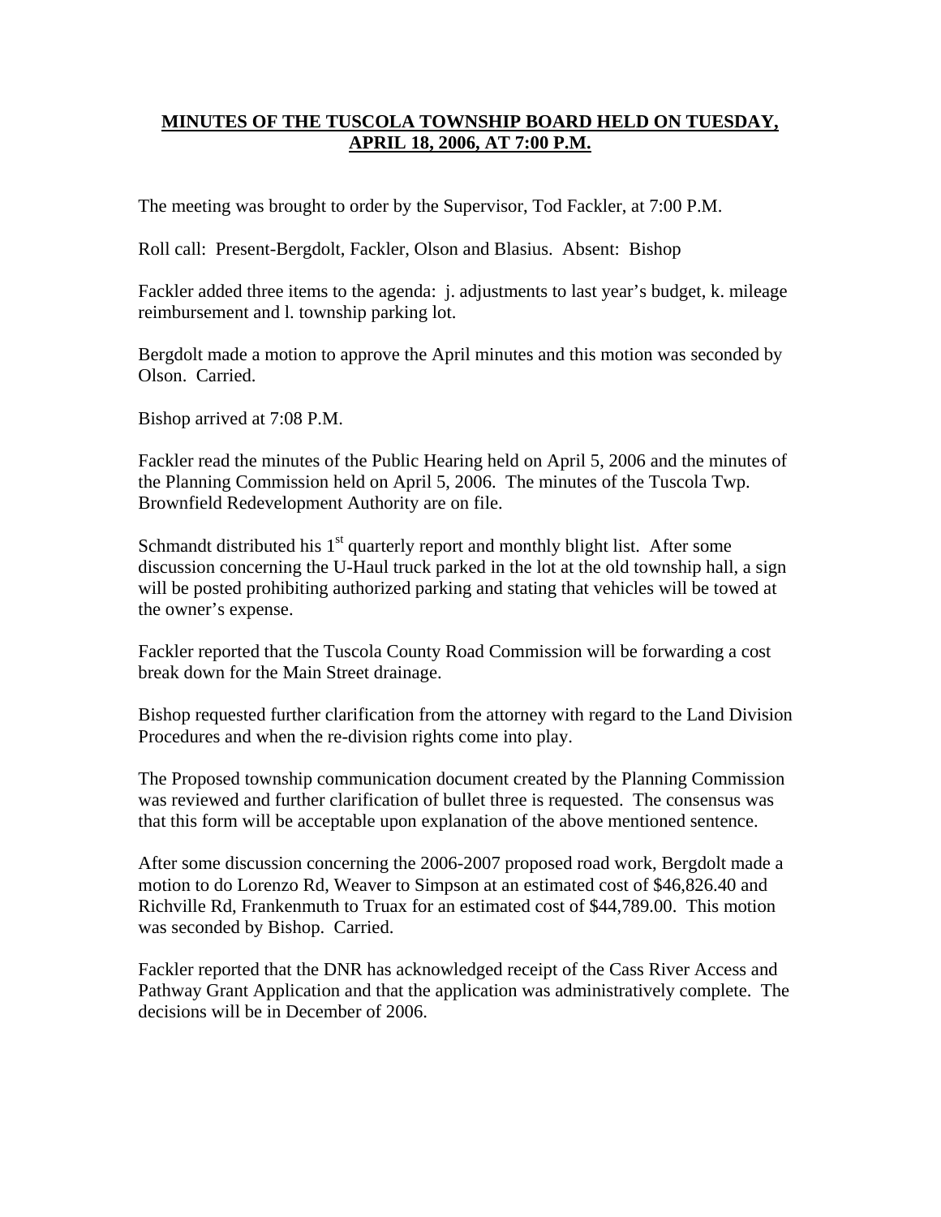# MINUTES OF THE TUSCOLA TOWNSHIP BOARD HELD ON TUESDAY, APRIL 18, 2006, AT 7:00 P.M.

The meeting was brought to order by the Supervisor, Tod Fackler, at 7:00 P.M.

Roll call: Present-Bergdolt, Fackler, Olson and Blasius. Absent: Bishop

Fackler added three items to the agenda: j. adjustments to last year's budget, k. mileage reimbursement and l. township parking lot.

Bergdolt made a motion to approve the April minutes and this motion was seconded by Olson. Carried.

Bishop arrived at 7:08 P.M.

Fackler read the minutes of the Public Hearing held on April 5, 2006 and the minutes of the Planning Commission held on April 5, 2006. The minutes of the Tuscola Twp. Brownfield Redevelopment Authority are on file.

Schmandt distributed his 1st quarterly report and monthly blight list. After some discussion concerning the U-Haul truck parked in the lot at the old township hall, a sign will be posted prohibiting authorized parking and stating that vehicles will be towed at the owner's expense.

Fackler reported that the Tuscola County Road Commission will be forwarding a cost break down for the Main Street drainage.

Bishop requested further clarification from the attorney with regard to the Land Division Procedures and when the re-division rights come into play.

The Proposed township communication document created by the Planning Commission was reviewed and further clarification of bullet three is requested. The consensus was that this form will be acceptable upon explanation of the above mentioned sentence.

After some discussion concerning the 2006-2007 proposed road work, Bergdolt made a motion to do Lorenzo Rd, Weaver to Simpson at an estimated cost of $46,826.40 and Richville Rd, Frankenmuth to Truax for an estimated cost of $44,789.00. This motion was seconded by Bishop. Carried.

Fackler reported that the DNR has acknowledged receipt of the Cass River Access and Pathway Grant Application and that the application was administratively complete. The decisions will be in December of 2006.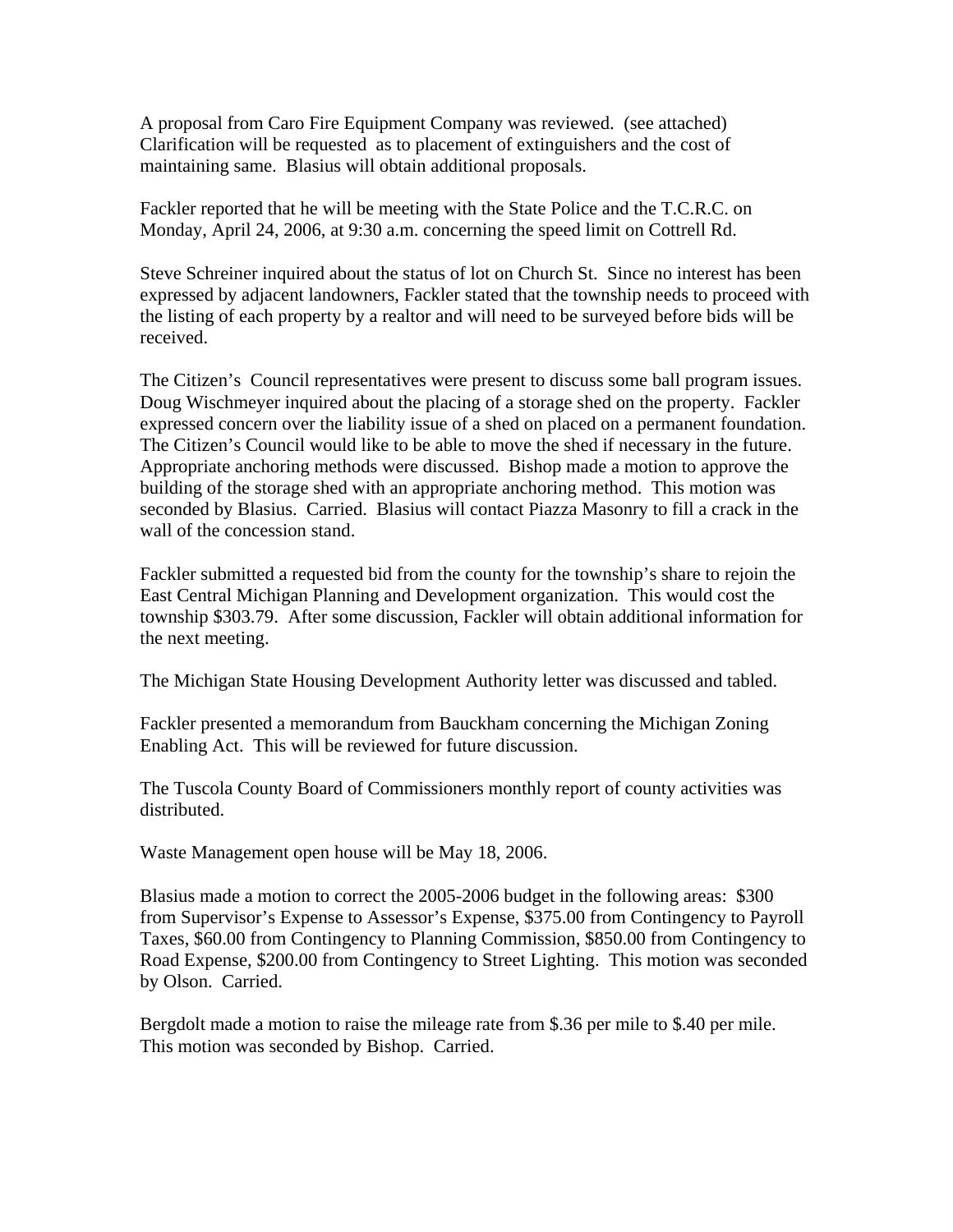A proposal from Caro Fire Equipment Company was reviewed. (see attached) Clarification will be requested as to placement of extinguishers and the cost of maintaining same. Blasius will obtain additional proposals.

Fackler reported that he will be meeting with the State Police and the T.C.R.C. on Monday, April 24, 2006, at 9:30 a.m. concerning the speed limit on Cottrell Rd.

Steve Schreiner inquired about the status of lot on Church St. Since no interest has been expressed by adjacent landowners, Fackler stated that the township needs to proceed with the listing of each property by a realtor and will need to be surveyed before bids will be received.

The Citizen's Council representatives were present to discuss some ball program issues. Doug Wischmeyer inquired about the placing of a storage shed on the property. Fackler expressed concern over the liability issue of a shed on placed on a permanent foundation. The Citizen's Council would like to be able to move the shed if necessary in the future. Appropriate anchoring methods were discussed. Bishop made a motion to approve the building of the storage shed with an appropriate anchoring method. This motion was seconded by Blasius. Carried. Blasius will contact Piazza Masonry to fill a crack in the wall of the concession stand.

Fackler submitted a requested bid from the county for the township's share to rejoin the East Central Michigan Planning and Development organization. This would cost the township $303.79. After some discussion, Fackler will obtain additional information for the next meeting.

The Michigan State Housing Development Authority letter was discussed and tabled.

Fackler presented a memorandum from Bauckham concerning the Michigan Zoning Enabling Act. This will be reviewed for future discussion.

The Tuscola County Board of Commissioners monthly report of county activities was distributed.

Waste Management open house will be May 18, 2006.

Blasius made a motion to correct the 2005-2006 budget in the following areas: $300 from Supervisor's Expense to Assessor's Expense, $375.00 from Contingency to Payroll Taxes, $60.00 from Contingency to Planning Commission, $850.00 from Contingency to Road Expense, $200.00 from Contingency to Street Lighting. This motion was seconded by Olson. Carried.

Bergdolt made a motion to raise the mileage rate from $.36 per mile to $.40 per mile. This motion was seconded by Bishop. Carried.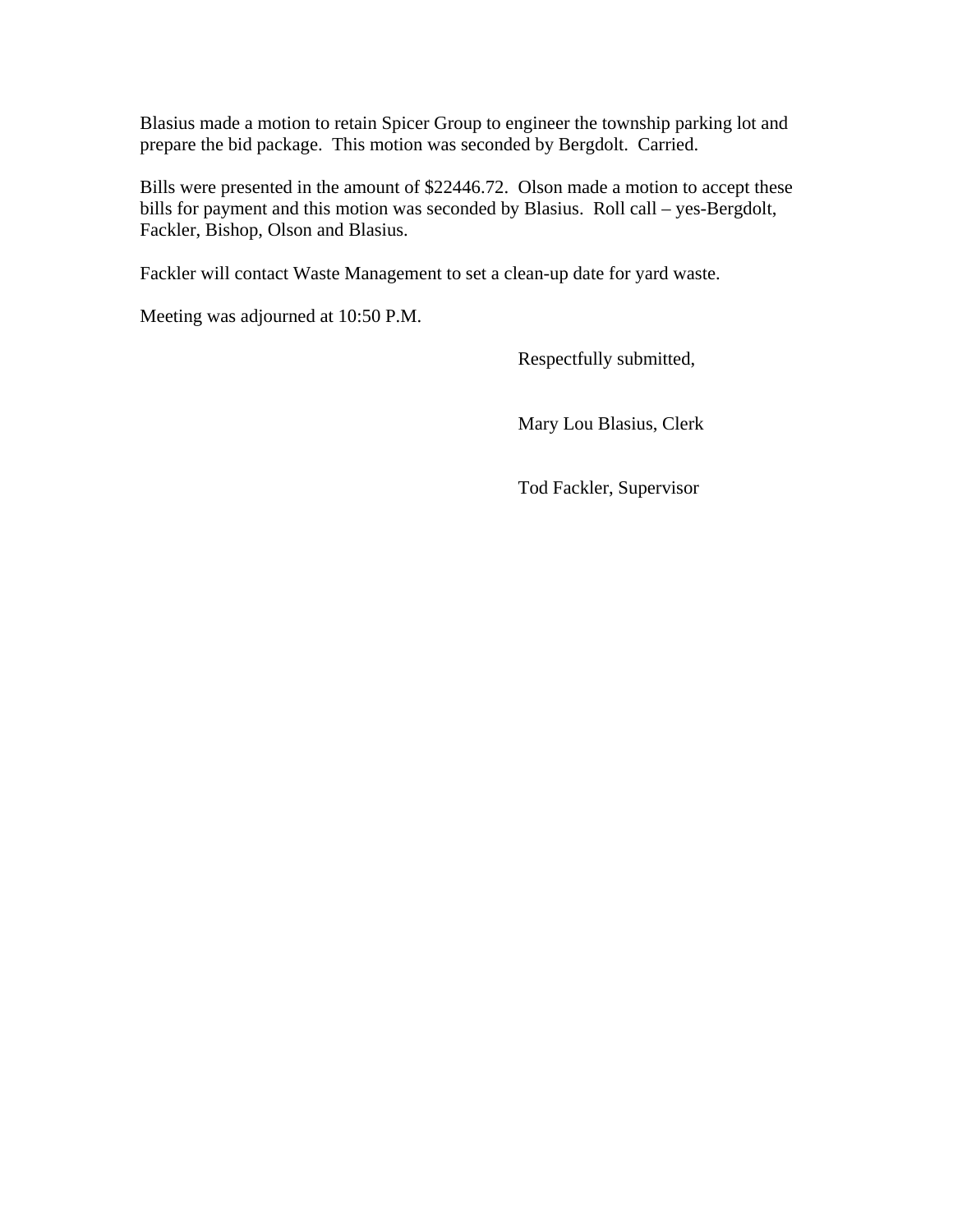Blasius made a motion to retain Spicer Group to engineer the township parking lot and prepare the bid package. This motion was seconded by Bergdolt. Carried.

Bills were presented in the amount of $22446.72. Olson made a motion to accept these bills for payment and this motion was seconded by Blasius. Roll call – yes-Bergdolt, Fackler, Bishop, Olson and Blasius.

Fackler will contact Waste Management to set a clean-up date for yard waste.

Meeting was adjourned at 10:50 P.M.

Respectfully submitted,

Mary Lou Blasius, Clerk

Tod Fackler, Supervisor